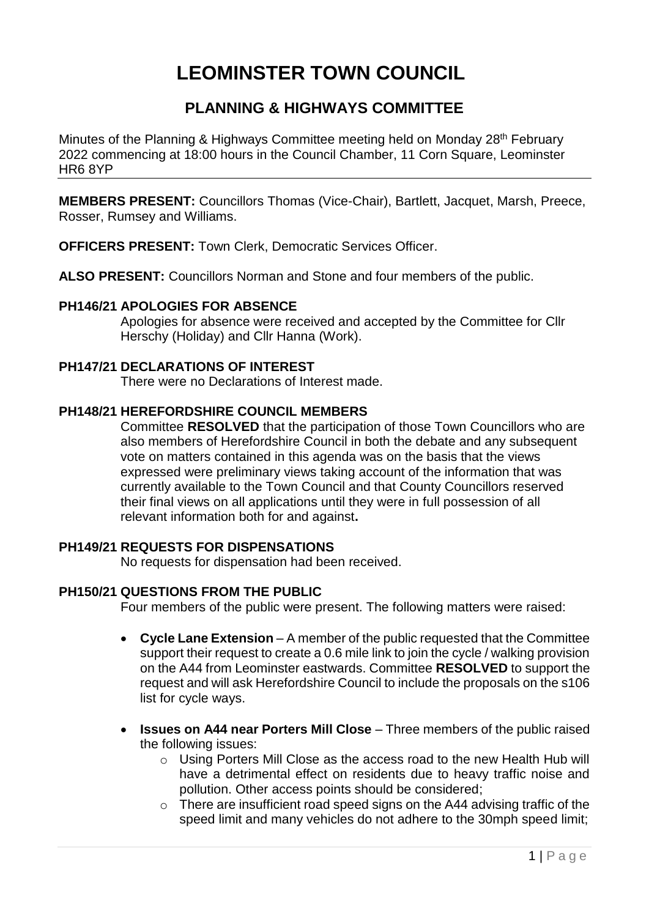# LEOMINSTER TOWN COUNCIL

## PLANNING & HIGHWAYS COMMITTEE

Minutes of the Planning & Highways Committee meeting held on Monday 28th February 2022 commencing at 18:00 hours in the Council Chamber, 11 Corn Square, Leominster HR6 8YP

**MEMBERS PRESENT:** Councillors Thomas (Vice-Chair), Bartlett, Jacquet, Marsh, Preece, Rosser, Rumsey and Williams.

**OFFICERS PRESENT:** Town Clerk, Democratic Services Officer.

**ALSO PRESENT:** Councillors Norman and Stone and four members of the public.

### PH146/21 APOLOGIES FOR ABSENCE

Apologies for absence were received and accepted by the Committee for Cllr Herschy (Holiday) and Cllr Hanna (Work).

### PH147/21 DECLARATIONS OF INTEREST

There were no Declarations of Interest made.

### PH148/21 HEREFORDSHIRE COUNCIL MEMBERS

Committee **RESOLVED** that the participation of those Town Councillors who are also members of Herefordshire Council in both the debate and any subsequent vote on matters contained in this agenda was on the basis that the views expressed were preliminary views taking account of the information that was currently available to the Town Council and that County Councillors reserved their final views on all applications until they were in full possession of all relevant information both for and against**.**

### PH149/21 REQUESTS FOR DISPENSATIONS

No requests for dispensation had been received.

### PH150/21 QUESTIONS FROM THE PUBLIC

Four members of the public were present. The following matters were raised:

- **Cycle Lane Extension** – A member of the public requested that the Committee support their request to create a 0.6 mile link to join the cycle / walking provision on the A44 from Leominster eastwards. Committee **RESOLVED** to support the request and will ask Herefordshire Council to include the proposals on the s106 list for cycle ways.
- **Issues on A44 near Porters Mill Close** – Three members of the public raised the following issues:
  - Using Porters Mill Close as the access road to the new Health Hub will have a detrimental effect on residents due to heavy traffic noise and pollution. Other access points should be considered;
  - There are insufficient road speed signs on the A44 advising traffic of the speed limit and many vehicles do not adhere to the 30mph speed limit;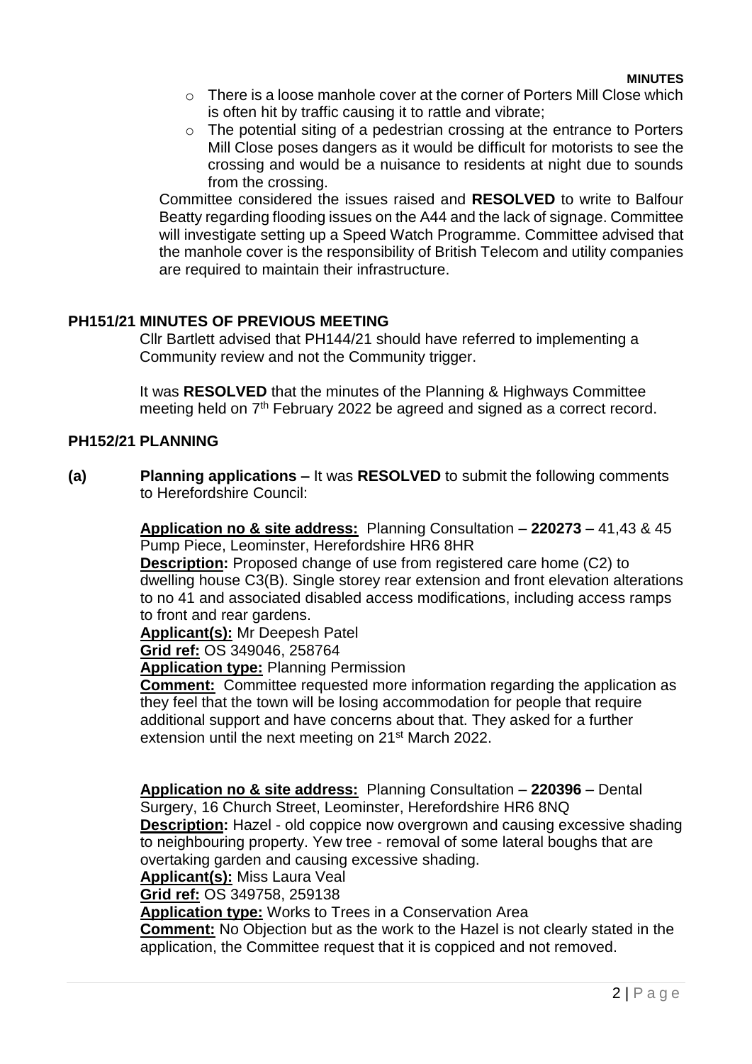- There is a loose manhole cover at the corner of Porters Mill Close which is often hit by traffic causing it to rattle and vibrate;
- The potential siting of a pedestrian crossing at the entrance to Porters Mill Close poses dangers as it would be difficult for motorists to see the crossing and would be a nuisance to residents at night due to sounds from the crossing.

Committee considered the issues raised and **RESOLVED** to write to Balfour Beatty regarding flooding issues on the A44 and the lack of signage. Committee will investigate setting up a Speed Watch Programme. Committee advised that the manhole cover is the responsibility of British Telecom and utility companies are required to maintain their infrastructure.

## PH151/21 MINUTES OF PREVIOUS MEETING

Cllr Bartlett advised that PH144/21 should have referred to implementing a Community review and not the Community trigger.

It was **RESOLVED** that the minutes of the Planning & Highways Committee meeting held on 7th February 2022 be agreed and signed as a correct record.

## PH152/21 PLANNING

**(a) Planning applications –** It was **RESOLVED** to submit the following comments to Herefordshire Council:

**Application no & site address:** Planning Consultation – **220273** – 41,43 & 45 Pump Piece, Leominster, Herefordshire HR6 8HR
**Description:** Proposed change of use from registered care home (C2) to dwelling house C3(B). Single storey rear extension and front elevation alterations to no 41 and associated disabled access modifications, including access ramps to front and rear gardens.
**Applicant(s):** Mr Deepesh Patel
**Grid ref:** OS 349046, 258764
**Application type:** Planning Permission
**Comment:** Committee requested more information regarding the application as they feel that the town will be losing accommodation for people that require additional support and have concerns about that. They asked for a further extension until the next meeting on 21st March 2022.

**Application no & site address:** Planning Consultation – **220396** – Dental Surgery, 16 Church Street, Leominster, Herefordshire HR6 8NQ
**Description:** Hazel - old coppice now overgrown and causing excessive shading to neighbouring property. Yew tree - removal of some lateral boughs that are overtaking garden and causing excessive shading.
**Applicant(s):** Miss Laura Veal
**Grid ref:** OS 349758, 259138
**Application type:** Works to Trees in a Conservation Area
**Comment:** No Objection but as the work to the Hazel is not clearly stated in the application, the Committee request that it is coppiced and not removed.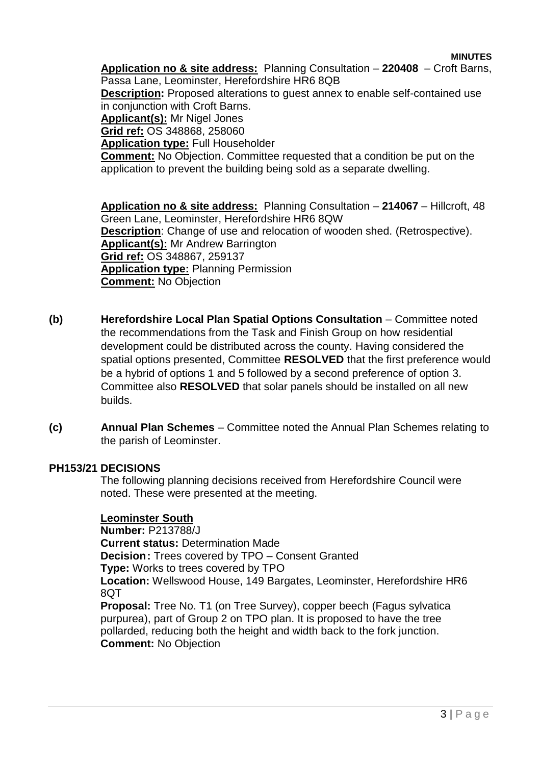**Application no & site address:** Planning Consultation – **220408** – Croft Barns, Passa Lane, Leominster, Herefordshire HR6 8QB
**Description:** Proposed alterations to guest annex to enable self-contained use in conjunction with Croft Barns.
**Applicant(s):** Mr Nigel Jones
**Grid ref:** OS 348868, 258060
**Application type:** Full Householder
**Comment:** No Objection. Committee requested that a condition be put on the application to prevent the building being sold as a separate dwelling.

**Application no & site address:** Planning Consultation – **214067** – Hillcroft, 48 Green Lane, Leominster, Herefordshire HR6 8QW
**Description**: Change of use and relocation of wooden shed. (Retrospective).
**Applicant(s):** Mr Andrew Barrington
**Grid ref:** OS 348867, 259137
**Application type:** Planning Permission
**Comment:** No Objection

**(b)** **Herefordshire Local Plan Spatial Options Consultation** – Committee noted the recommendations from the Task and Finish Group on how residential development could be distributed across the county. Having considered the spatial options presented, Committee **RESOLVED** that the first preference would be a hybrid of options 1 and 5 followed by a second preference of option 3. Committee also **RESOLVED** that solar panels should be installed on all new builds.

**(c)** **Annual Plan Schemes** – Committee noted the Annual Plan Schemes relating to the parish of Leominster.

## PH153/21 DECISIONS

The following planning decisions received from Herefordshire Council were noted. These were presented at the meeting.

**Leominster South**

**Number:** P213788/J
**Current status:** Determination Made
**Decision:** Trees covered by TPO – Consent Granted
**Type:** Works to trees covered by TPO
**Location:** Wellswood House, 149 Bargates, Leominster, Herefordshire HR6 8QT
**Proposal:** Tree No. T1 (on Tree Survey), copper beech (Fagus sylvatica purpurea), part of Group 2 on TPO plan. It is proposed to have the tree pollarded, reducing both the height and width back to the fork junction.
**Comment:** No Objection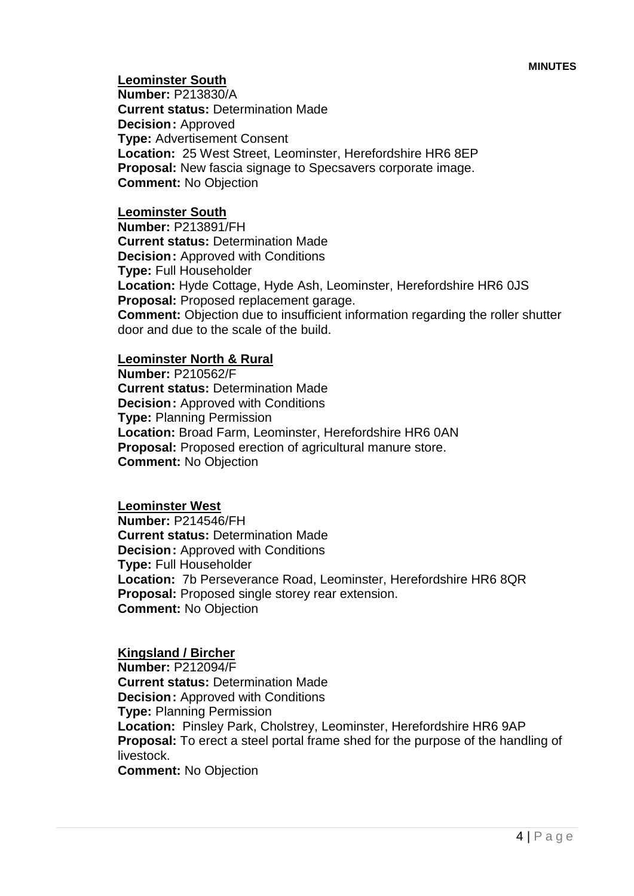**<u>Leominster South</u>**
**Number:** P213830/A
**Current status:** Determination Made
**Decision:** Approved
**Type:** Advertisement Consent
**Location:** 25 West Street, Leominster, Herefordshire HR6 8EP
**Proposal:** New fascia signage to Specsavers corporate image.
**Comment:** No Objection

**<u>Leominster South</u>**
**Number:** P213891/FH
**Current status:** Determination Made
**Decision:** Approved with Conditions
**Type:** Full Householder
**Location:** Hyde Cottage, Hyde Ash, Leominster, Herefordshire HR6 0JS
**Proposal:** Proposed replacement garage.
**Comment:** Objection due to insufficient information regarding the roller shutter door and due to the scale of the build.

**<u>Leominster North & Rural</u>**
**Number:** P210562/F
**Current status:** Determination Made
**Decision:** Approved with Conditions
**Type:** Planning Permission
**Location:** Broad Farm, Leominster, Herefordshire HR6 0AN
**Proposal:** Proposed erection of agricultural manure store.
**Comment:** No Objection

**<u>Leominster West</u>**
**Number:** P214546/FH
**Current status:** Determination Made
**Decision:** Approved with Conditions
**Type:** Full Householder
**Location:** 7b Perseverance Road, Leominster, Herefordshire HR6 8QR
**Proposal:** Proposed single storey rear extension.
**Comment:** No Objection

**<u>Kingsland / Bircher</u>**
**Number:** P212094/F
**Current status:** Determination Made
**Decision:** Approved with Conditions
**Type:** Planning Permission
**Location:** Pinsley Park, Cholstrey, Leominster, Herefordshire HR6 9AP
**Proposal:** To erect a steel portal frame shed for the purpose of the handling of livestock.
**Comment:** No Objection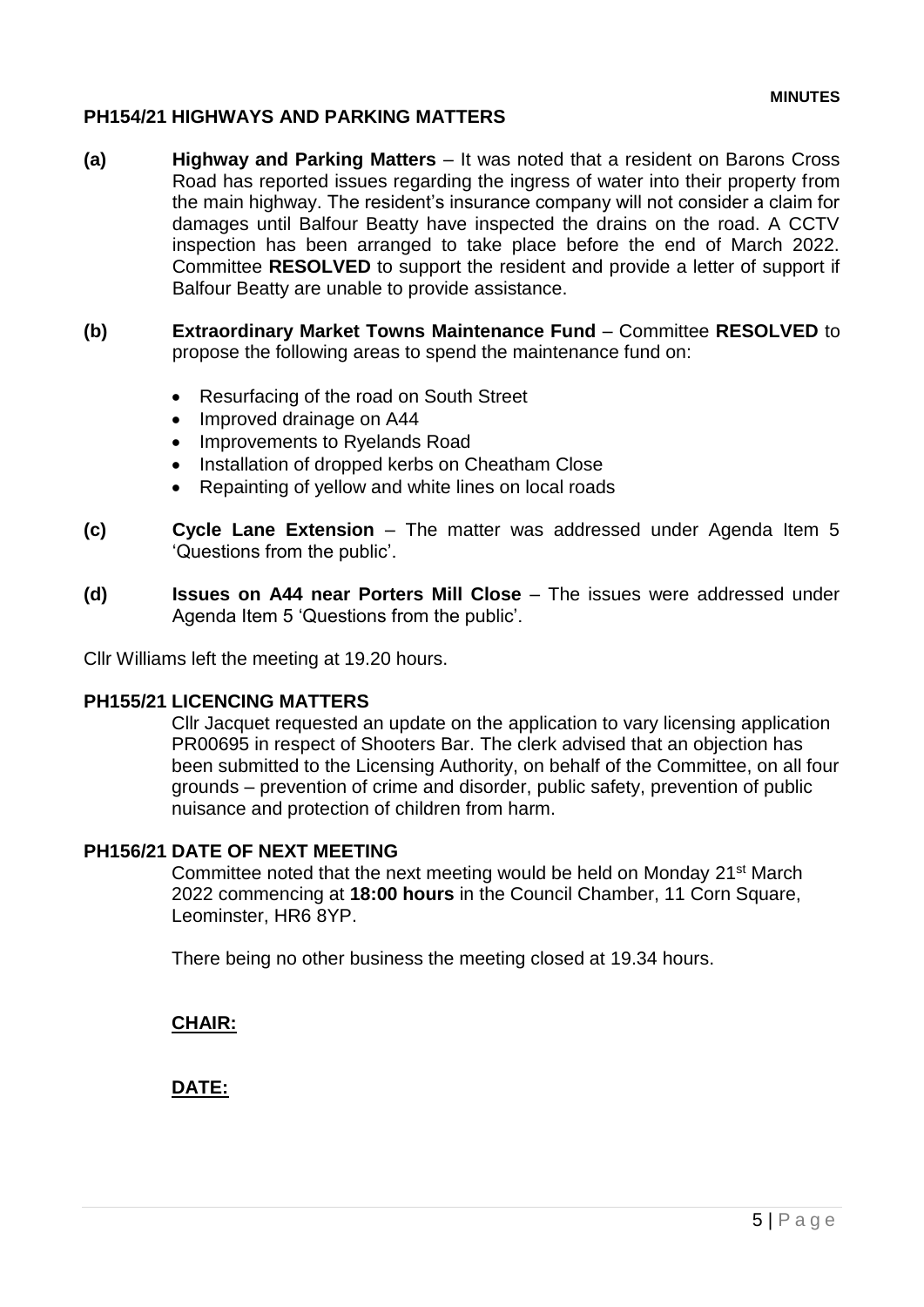**MINUTES**

## PH154/21 HIGHWAYS AND PARKING MATTERS

**(a)** **Highway and Parking Matters** – It was noted that a resident on Barons Cross Road has reported issues regarding the ingress of water into their property from the main highway. The resident's insurance company will not consider a claim for damages until Balfour Beatty have inspected the drains on the road. A CCTV inspection has been arranged to take place before the end of March 2022. Committee **RESOLVED** to support the resident and provide a letter of support if Balfour Beatty are unable to provide assistance.

**(b)** **Extraordinary Market Towns Maintenance Fund** – Committee **RESOLVED** to propose the following areas to spend the maintenance fund on:

- Resurfacing of the road on South Street
- Improved drainage on A44
- Improvements to Ryelands Road
- Installation of dropped kerbs on Cheatham Close
- Repainting of yellow and white lines on local roads

**(c)** **Cycle Lane Extension** – The matter was addressed under Agenda Item 5 'Questions from the public'.

**(d)** **Issues on A44 near Porters Mill Close** – The issues were addressed under Agenda Item 5 'Questions from the public'.

Cllr Williams left the meeting at 19.20 hours.

## PH155/21 LICENCING MATTERS

Cllr Jacquet requested an update on the application to vary licensing application PR00695 in respect of Shooters Bar. The clerk advised that an objection has been submitted to the Licensing Authority, on behalf of the Committee, on all four grounds – prevention of crime and disorder, public safety, prevention of public nuisance and protection of children from harm.

## PH156/21 DATE OF NEXT MEETING

Committee noted that the next meeting would be held on Monday 21st March 2022 commencing at **18:00 hours** in the Council Chamber, 11 Corn Square, Leominster, HR6 8YP.

There being no other business the meeting closed at 19.34 hours.

**CHAIR:**

**DATE:**